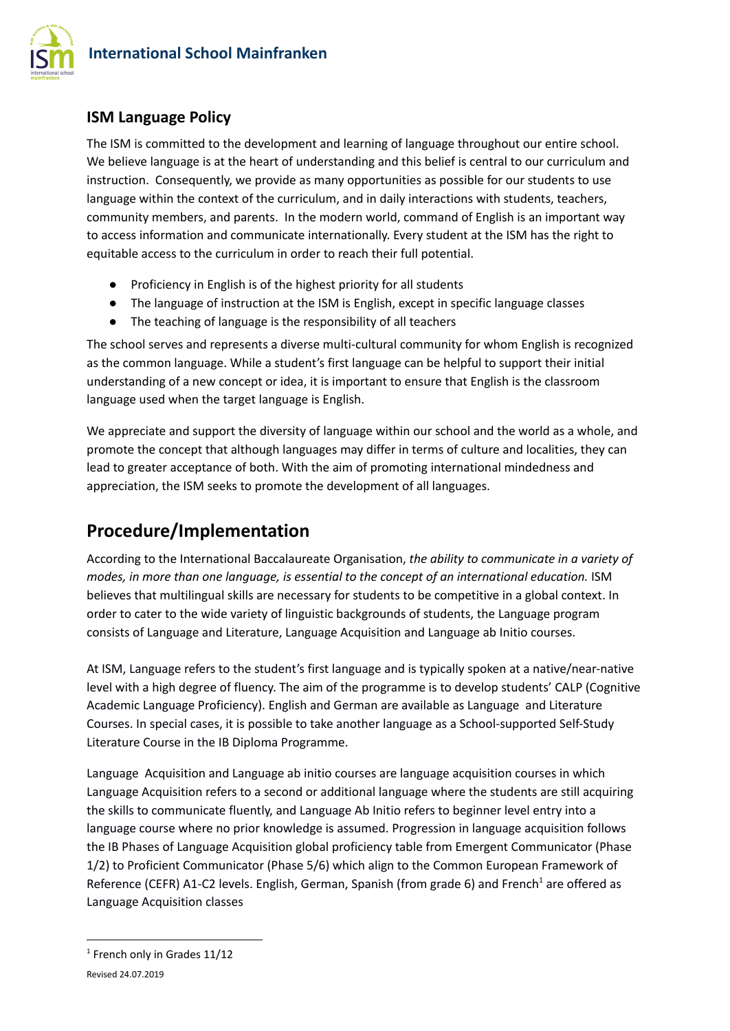## ISM Language Policy

The ISM is committed to the development and learning of language throughout our entire school. We believe language is at the heart of understanding and this belief is central to our curriculum and instruction. Consequently, we provide as many opportunities as possible for our students to use language within the context of the curriculum, and in daily interactions with students, teachers, community members, and parents. In the modern world, command of English is an important way to access information and communicate internationally. Every student at the ISM has the right to equitable access to the curriculum in order to reach their full potential.

- Proficiency in English is of the highest priority for all students
- The language of instruction at the ISM is English, except in specific language classes
- The teaching of language is the responsibility of all teachers

The school serves and represents a diverse multi-cultural community for whom English is recognized as the common language. While a student's first language can be helpful to support their initial understanding of a new concept or idea, it is important to ensure that English is the classroom language used when the target language is English.

We appreciate and support the diversity of language within our school and the world as a whole, and promote the concept that although languages may differ in terms of culture and localities, they can lead to greater acceptance of both. With the aim of promoting international mindedness and appreciation, the ISM seeks to promote the development of all languages.

# Procedure/Implementation

According to the International Baccalaureate Organisation, *the ability to communicate in a variety of modes, in more than one language, is essential to the concept of an international education.* ISM believes that multilingual skills are necessary for students to be competitive in a global context. In order to cater to the wide variety of linguistic backgrounds of students, the Language program consists of Language and Literature, Language Acquisition and Language ab Initio courses.

At ISM, Language refers to the student's first language and is typically spoken at a native/near-native level with a high degree of fluency. The aim of the programme is to develop students' CALP (Cognitive Academic Language Proficiency). English and German are available as Language and Literature Courses. In special cases, it is possible to take another language as a School-supported Self-Study Literature Course in the IB Diploma Programme.

Language Acquisition and Language ab initio courses are language acquisition courses in which Language Acquisition refers to a second or additional language where the students are still acquiring the skills to communicate fluently, and Language Ab Initio refers to beginner level entry into a language course where no prior knowledge is assumed. Progression in language acquisition follows the IB Phases of Language Acquisition global proficiency table from Emergent Communicator (Phase 1/2) to Proficient Communicator (Phase 5/6) which align to the Common European Framework of Reference (CEFR) A1-C2 levels. English, German, Spanish (from grade 6) and French[1] are offered as Language Acquisition classes

[1] French only in Grades 11/12

Revised 24.07.2019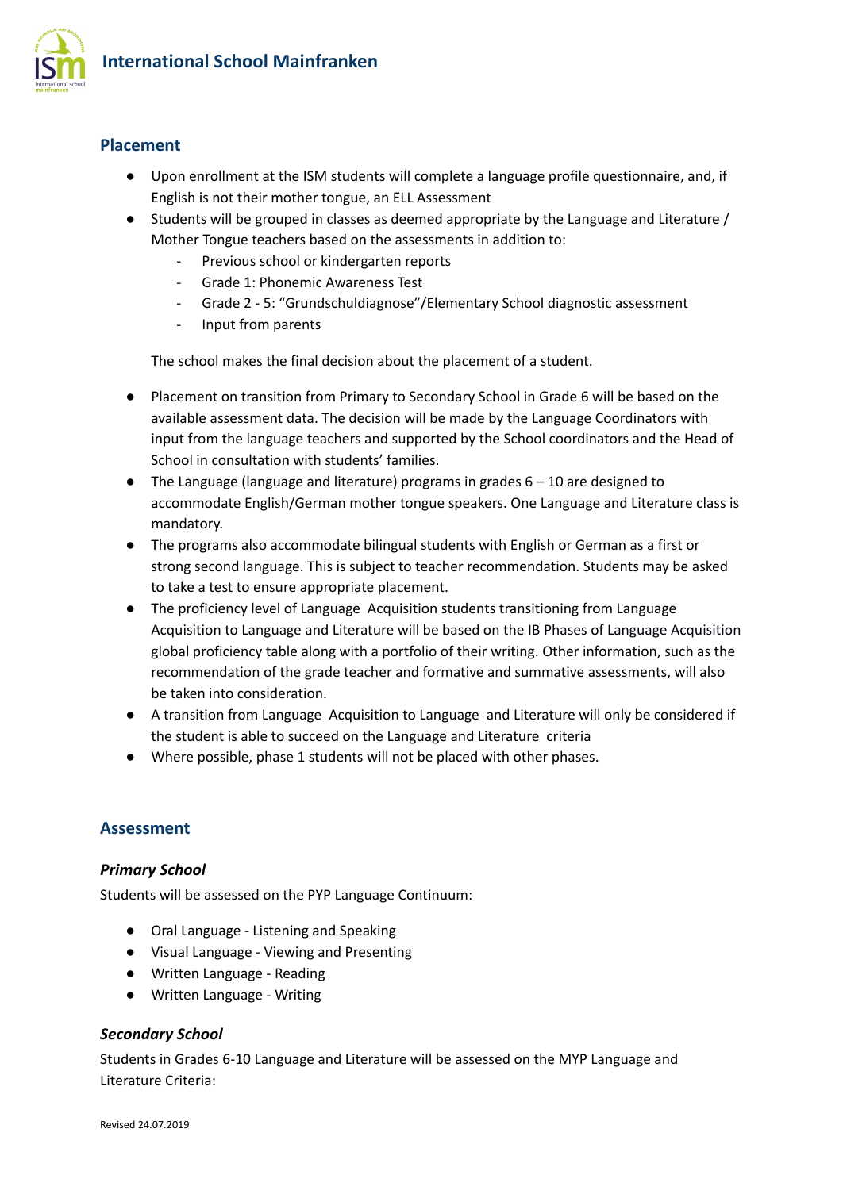## Placement

- Upon enrollment at the ISM students will complete a language profile questionnaire, and, if English is not their mother tongue, an ELL Assessment
- Students will be grouped in classes as deemed appropriate by the Language and Literature / Mother Tongue teachers based on the assessments in addition to:
    - Previous school or kindergarten reports
    - Grade 1: Phonemic Awareness Test
    - Grade 2 - 5: "Grundschuldiagnose"/Elementary School diagnostic assessment
    - Input from parents

  The school makes the final decision about the placement of a student.

- Placement on transition from Primary to Secondary School in Grade 6 will be based on the available assessment data. The decision will be made by the Language Coordinators with input from the language teachers and supported by the School coordinators and the Head of School in consultation with students' families.
- The Language (language and literature) programs in grades 6 – 10 are designed to accommodate English/German mother tongue speakers. One Language and Literature class is mandatory.
- The programs also accommodate bilingual students with English or German as a first or strong second language. This is subject to teacher recommendation. Students may be asked to take a test to ensure appropriate placement.
- The proficiency level of Language Acquisition students transitioning from Language Acquisition to Language and Literature will be based on the IB Phases of Language Acquisition global proficiency table along with a portfolio of their writing. Other information, such as the recommendation of the grade teacher and formative and summative assessments, will also be taken into consideration.
- A transition from Language Acquisition to Language and Literature will only be considered if the student is able to succeed on the Language and Literature criteria
- Where possible, phase 1 students will not be placed with other phases.

## Assessment

### *Primary School*

Students will be assessed on the PYP Language Continuum:

- Oral Language - Listening and Speaking
- Visual Language - Viewing and Presenting
- Written Language - Reading
- Written Language - Writing

### *Secondary School*

Students in Grades 6-10 Language and Literature will be assessed on the MYP Language and Literature Criteria: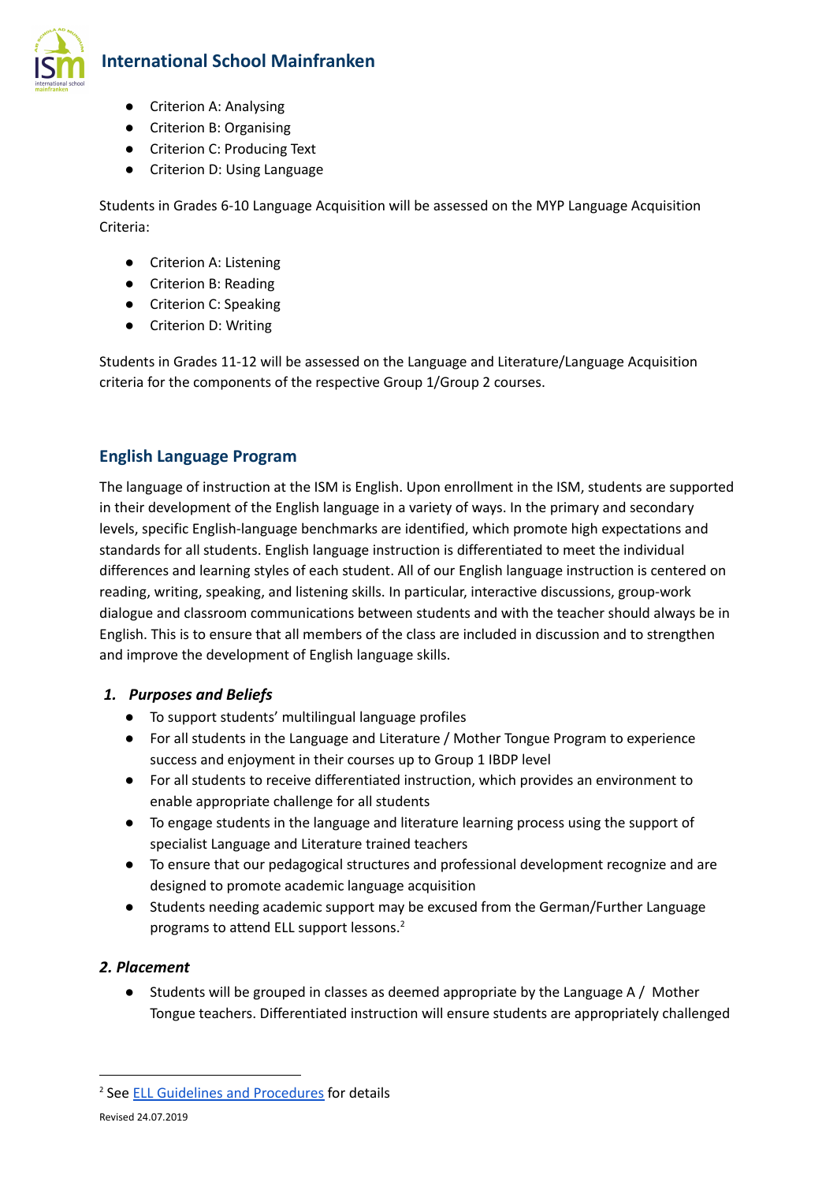- Criterion A: Analysing
- Criterion B: Organising
- Criterion C: Producing Text
- Criterion D: Using Language

Students in Grades 6-10 Language Acquisition will be assessed on the MYP Language Acquisition Criteria:

- Criterion A: Listening
- Criterion B: Reading
- Criterion C: Speaking
- Criterion D: Writing

Students in Grades 11-12 will be assessed on the Language and Literature/Language Acquisition criteria for the components of the respective Group 1/Group 2 courses.

## English Language Program

The language of instruction at the ISM is English. Upon enrollment in the ISM, students are supported in their development of the English language in a variety of ways. In the primary and secondary levels, specific English-language benchmarks are identified, which promote high expectations and standards for all students. English language instruction is differentiated to meet the individual differences and learning styles of each student. All of our English language instruction is centered on reading, writing, speaking, and listening skills. In particular, interactive discussions, group-work dialogue and classroom communications between students and with the teacher should always be in English. This is to ensure that all members of the class are included in discussion and to strengthen and improve the development of English language skills.

### *1. Purposes and Beliefs*

- To support students' multilingual language profiles
- For all students in the Language and Literature / Mother Tongue Program to experience success and enjoyment in their courses up to Group 1 IBDP level
- For all students to receive differentiated instruction, which provides an environment to enable appropriate challenge for all students
- To engage students in the language and literature learning process using the support of specialist Language and Literature trained teachers
- To ensure that our pedagogical structures and professional development recognize and are designed to promote academic language acquisition
- Students needing academic support may be excused from the German/Further Language programs to attend ELL support lessons.[2]

### *2. Placement*

- Students will be grouped in classes as deemed appropriate by the Language A / Mother Tongue teachers. Differentiated instruction will ensure students are appropriately challenged

---

[2] See ELL Guidelines and Procedures for details

Revised 24.07.2019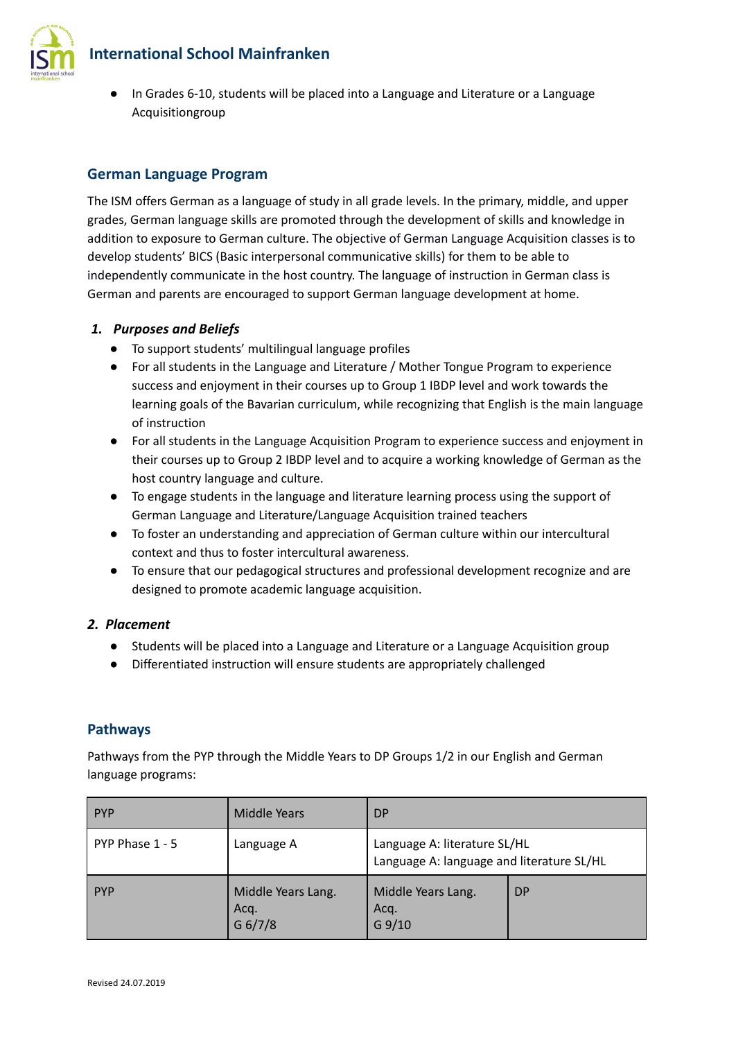- In Grades 6-10, students will be placed into a Language and Literature or a Language Acquisitiongroup

## German Language Program

The ISM offers German as a language of study in all grade levels. In the primary, middle, and upper grades, German language skills are promoted through the development of skills and knowledge in addition to exposure to German culture. The objective of German Language Acquisition classes is to develop students' BICS (Basic interpersonal communicative skills) for them to be able to independently communicate in the host country. The language of instruction in German class is German and parents are encouraged to support German language development at home.

### *1. Purposes and Beliefs*

- To support students' multilingual language profiles
- For all students in the Language and Literature / Mother Tongue Program to experience success and enjoyment in their courses up to Group 1 IBDP level and work towards the learning goals of the Bavarian curriculum, while recognizing that English is the main language of instruction
- For all students in the Language Acquisition Program to experience success and enjoyment in their courses up to Group 2 IBDP level and to acquire a working knowledge of German as the host country language and culture.
- To engage students in the language and literature learning process using the support of German Language and Literature/Language Acquisition trained teachers
- To foster an understanding and appreciation of German culture within our intercultural context and thus to foster intercultural awareness.
- To ensure that our pedagogical structures and professional development recognize and are designed to promote academic language acquisition.

### *2. Placement*

- Students will be placed into a Language and Literature or a Language Acquisition group
- Differentiated instruction will ensure students are appropriately challenged

## Pathways

Pathways from the PYP through the Middle Years to DP Groups 1/2 in our English and German language programs:

| PYP | Middle Years | DP | |
|---|---|---|---|
| PYP Phase 1 - 5 | Language A | Language A: literature SL/HL<br>Language A: language and literature SL/HL | |
| PYP | Middle Years Lang. Acq.<br>G 6/7/8 | Middle Years Lang. Acq.<br>G 9/10 | DP |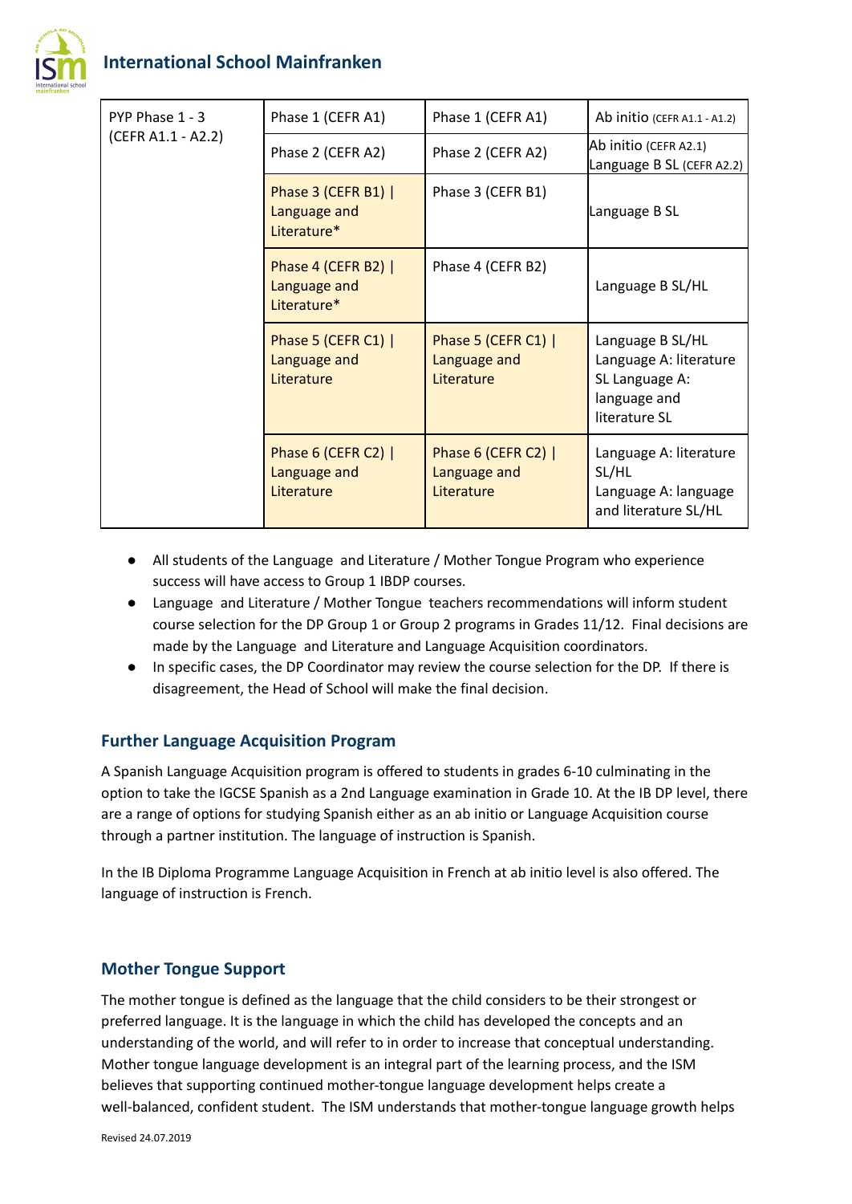| PYP Phase 1 - 3 (CEFR A1.1 - A2.2) | Phase 1 (CEFR A1) | Phase 1 (CEFR A1) | Ab initio (CEFR A1.1 - A1.2) |
|---|---|---|---|
| | Phase 2 (CEFR A2) | Phase 2 (CEFR A2) | Ab initio (CEFR A2.1) Language B SL (CEFR A2.2) |
| | Phase 3 (CEFR B1) \| Language and Literature* | Phase 3 (CEFR B1) | Language B SL |
| | Phase 4 (CEFR B2) \| Language and Literature* | Phase 4 (CEFR B2) | Language B SL/HL |
| | Phase 5 (CEFR C1) \| Language and Literature | Phase 5 (CEFR C1) \| Language and Literature | Language B SL/HL Language A: literature SL Language A: language and literature SL |
| | Phase 6 (CEFR C2) \| Language and Literature | Phase 6 (CEFR C2) \| Language and Literature | Language A: literature SL/HL Language A: language and literature SL/HL |

- All students of the Language and Literature / Mother Tongue Program who experience success will have access to Group 1 IBDP courses.
- Language and Literature / Mother Tongue teachers recommendations will inform student course selection for the DP Group 1 or Group 2 programs in Grades 11/12. Final decisions are made by the Language and Literature and Language Acquisition coordinators.
- In specific cases, the DP Coordinator may review the course selection for the DP. If there is disagreement, the Head of School will make the final decision.

## Further Language Acquisition Program

A Spanish Language Acquisition program is offered to students in grades 6-10 culminating in the option to take the IGCSE Spanish as a 2nd Language examination in Grade 10. At the IB DP level, there are a range of options for studying Spanish either as an ab initio or Language Acquisition course through a partner institution. The language of instruction is Spanish.

In the IB Diploma Programme Language Acquisition in French at ab initio level is also offered. The language of instruction is French.

## Mother Tongue Support

The mother tongue is defined as the language that the child considers to be their strongest or preferred language. It is the language in which the child has developed the concepts and an understanding of the world, and will refer to in order to increase that conceptual understanding. Mother tongue language development is an integral part of the learning process, and the ISM believes that supporting continued mother-tongue language development helps create a well-balanced, confident student. The ISM understands that mother-tongue language growth helps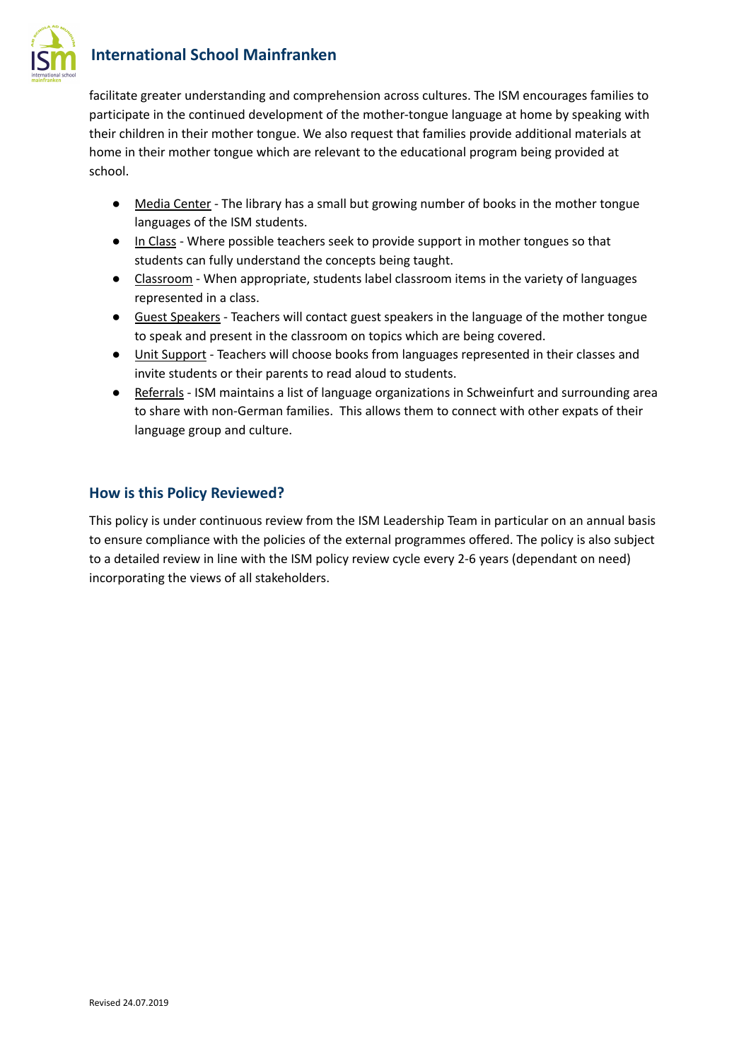facilitate greater understanding and comprehension across cultures. The ISM encourages families to participate in the continued development of the mother-tongue language at home by speaking with their children in their mother tongue. We also request that families provide additional materials at home in their mother tongue which are relevant to the educational program being provided at school.

- Media Center - The library has a small but growing number of books in the mother tongue languages of the ISM students.
- In Class - Where possible teachers seek to provide support in mother tongues so that students can fully understand the concepts being taught.
- Classroom - When appropriate, students label classroom items in the variety of languages represented in a class.
- Guest Speakers - Teachers will contact guest speakers in the language of the mother tongue to speak and present in the classroom on topics which are being covered.
- Unit Support - Teachers will choose books from languages represented in their classes and invite students or their parents to read aloud to students.
- Referrals - ISM maintains a list of language organizations in Schweinfurt and surrounding area to share with non-German families. This allows them to connect with other expats of their language group and culture.

## How is this Policy Reviewed?

This policy is under continuous review from the ISM Leadership Team in particular on an annual basis to ensure compliance with the policies of the external programmes offered. The policy is also subject to a detailed review in line with the ISM policy review cycle every 2-6 years (dependant on need) incorporating the views of all stakeholders.

Revised 24.07.2019